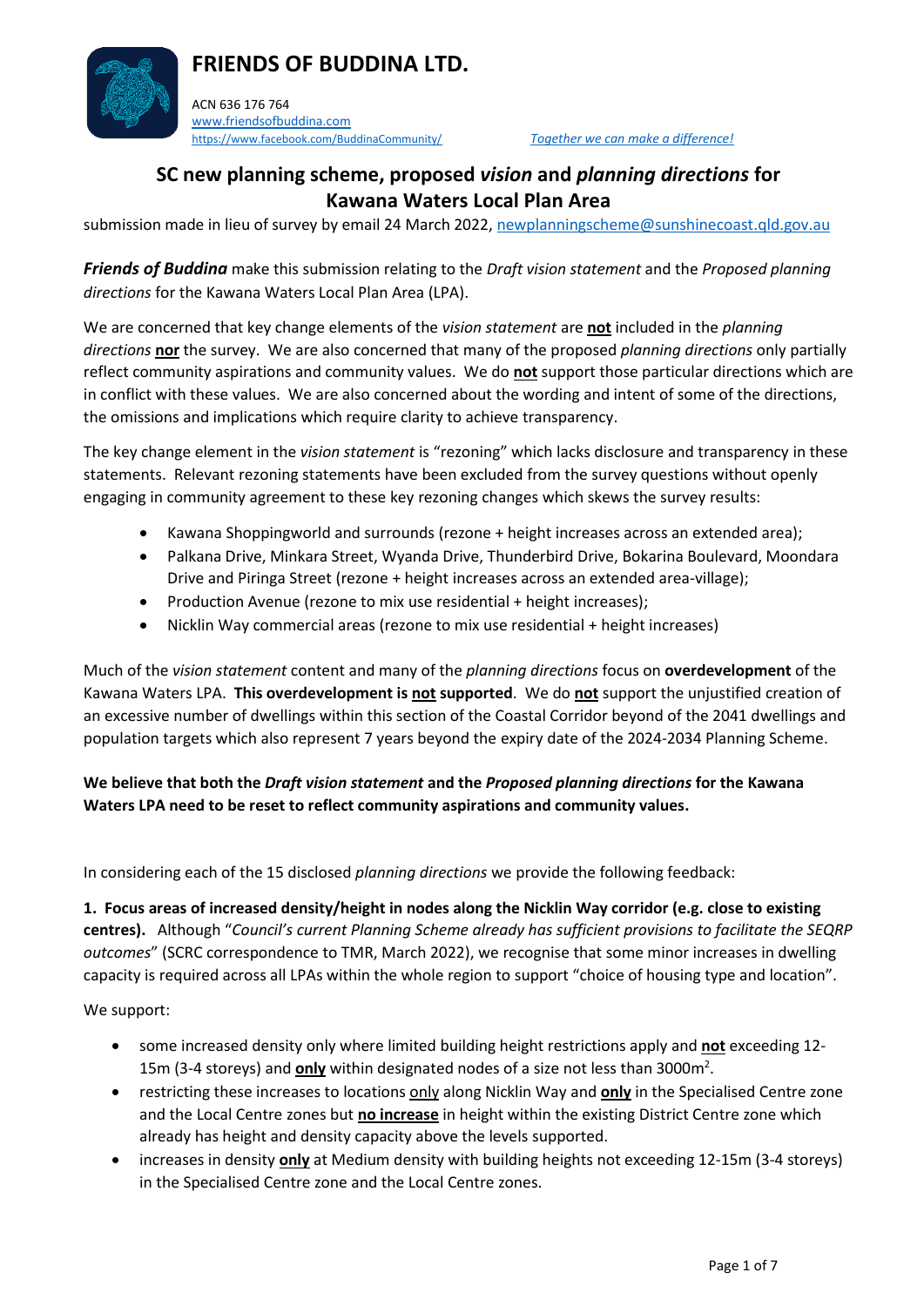# FRIENDS OF BUDDINA LTD.

ACN 636 176 764
www.friendsofbuddina.com
https://www.facebook.com/BuddinaCommunity/

*Together we can make a difference!*

## SC new planning scheme, proposed *vision* and *planning directions* for Kawana Waters Local Plan Area

submission made in lieu of survey by email 24 March 2022, newplanningscheme@sunshinecoast.qld.gov.au

***Friends of Buddina*** make this submission relating to the *Draft vision statement* and the *Proposed planning directions* for the Kawana Waters Local Plan Area (LPA).

We are concerned that key change elements of the *vision statement* are **not** included in the *planning directions* **nor** the survey. We are also concerned that many of the proposed *planning directions* only partially reflect community aspirations and community values. We do **not** support those particular directions which are in conflict with these values. We are also concerned about the wording and intent of some of the directions, the omissions and implications which require clarity to achieve transparency.

The key change element in the *vision statement* is "rezoning" which lacks disclosure and transparency in these statements. Relevant rezoning statements have been excluded from the survey questions without openly engaging in community agreement to these key rezoning changes which skews the survey results:

- Kawana Shoppingworld and surrounds (rezone + height increases across an extended area);
- Palkana Drive, Minkara Street, Wyanda Drive, Thunderbird Drive, Bokarina Boulevard, Moondara Drive and Piringa Street (rezone + height increases across an extended area-village);
- Production Avenue (rezone to mix use residential + height increases);
- Nicklin Way commercial areas (rezone to mix use residential + height increases)

Much of the *vision statement* content and many of the *planning directions* focus on **overdevelopment** of the Kawana Waters LPA. **This overdevelopment is not supported**. We do **not** support the unjustified creation of an excessive number of dwellings within this section of the Coastal Corridor beyond of the 2041 dwellings and population targets which also represent 7 years beyond the expiry date of the 2024-2034 Planning Scheme.

**We believe that both the *Draft vision statement* and the *Proposed planning directions* for the Kawana Waters LPA need to be reset to reflect community aspirations and community values.**

In considering each of the 15 disclosed *planning directions* we provide the following feedback:

**1. Focus areas of increased density/height in nodes along the Nicklin Way corridor (e.g. close to existing centres).** Although "*Council's current Planning Scheme already has sufficient provisions to facilitate the SEQRP outcomes*" (SCRC correspondence to TMR, March 2022), we recognise that some minor increases in dwelling capacity is required across all LPAs within the whole region to support "choice of housing type and location".

We support:

- some increased density only where limited building height restrictions apply and **not** exceeding 12-15m (3-4 storeys) and **only** within designated nodes of a size not less than 3000m$^2$.
- restricting these increases to locations only along Nicklin Way and **only** in the Specialised Centre zone and the Local Centre zones but **no increase** in height within the existing District Centre zone which already has height and density capacity above the levels supported.
- increases in density **only** at Medium density with building heights not exceeding 12-15m (3-4 storeys) in the Specialised Centre zone and the Local Centre zones.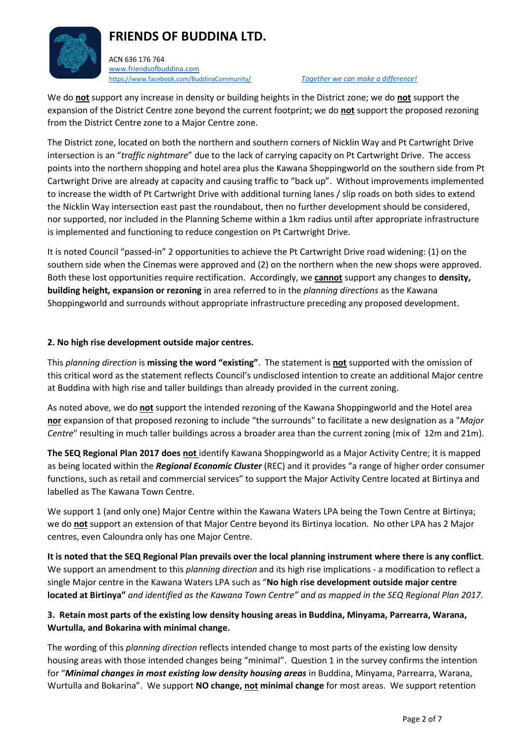# FRIENDS OF BUDDINA LTD.

ACN 636 176 764
www.friendsofbuddina.com
https://www.facebook.com/BuddinaCommunity/ *Together we can make a difference!*

We do **not** support any increase in density or building heights in the District zone; we do **not** support the expansion of the District Centre zone beyond the current footprint; we do **not** support the proposed rezoning from the District Centre zone to a Major Centre zone.

The District zone, located on both the northern and southern corners of Nicklin Way and Pt Cartwright Drive intersection is an "*traffic nightmare*" due to the lack of carrying capacity on Pt Cartwright Drive. The access points into the northern shopping and hotel area plus the Kawana Shoppingworld on the southern side from Pt Cartwright Drive are already at capacity and causing traffic to "back up". Without improvements implemented to increase the width of Pt Cartwright Drive with additional turning lanes / slip roads on both sides to extend the Nicklin Way intersection east past the roundabout, then no further development should be considered, nor supported, nor included in the Planning Scheme within a 1km radius until after appropriate infrastructure is implemented and functioning to reduce congestion on Pt Cartwright Drive.

It is noted Council "passed-in" 2 opportunities to achieve the Pt Cartwright Drive road widening: (1) on the southern side when the Cinemas were approved and (2) on the northern when the new shops were approved. Both these lost opportunities require rectification. Accordingly, we **cannot** support any changes to **density, building height, expansion or rezoning** in area referred to in the *planning directions* as the Kawana Shoppingworld and surrounds without appropriate infrastructure preceding any proposed development.

**2. No high rise development outside major centres.**

This *planning direction* is **missing the word "existing"**. The statement is **not** supported with the omission of this critical word as the statement reflects Council's undisclosed intention to create an additional Major centre at Buddina with high rise and taller buildings than already provided in the current zoning.

As noted above, we do **not** support the intended rezoning of the Kawana Shoppingworld and the Hotel area **nor** expansion of that proposed rezoning to include "the surrounds" to facilitate a new designation as a "*Major Centre*" resulting in much taller buildings across a broader area than the current zoning (mix of 12m and 21m).

**The SEQ Regional Plan 2017 does not identify Kawana Shoppingworld as a Major Activity Centre**; it is mapped as being located within the ***Regional Economic Cluster*** (REC) and it provides "a range of higher order consumer functions, such as retail and commercial services" to support the Major Activity Centre located at Birtinya and labelled as The Kawana Town Centre.

We support 1 (and only one) Major Centre within the Kawana Waters LPA being the Town Centre at Birtinya; we do **not** support an extension of that Major Centre beyond its Birtinya location. No other LPA has 2 Major centres, even Caloundra only has one Major Centre.

**It is noted that the SEQ Regional Plan prevails over the local planning instrument where there is any conflict**. We support an amendment to this *planning direction* and its high rise implications - a modification to reflect a single Major centre in the Kawana Waters LPA such as "**No high rise development outside major centre located at Birtinya"** *and identified as the Kawana Town Centre" and as mapped in the SEQ Regional Plan 2017.*

**3. Retain most parts of the existing low density housing areas in Buddina, Minyama, Parrearra, Warana, Wurtulla, and Bokarina with minimal change.**

The wording of this *planning direction* reflects intended change to most parts of the existing low density housing areas with those intended changes being "minimal". Question 1 in the survey confirms the intention for "***Minimal changes in most existing low density housing areas*** in Buddina, Minyama, Parrearra, Warana, Wurtulla and Bokarina". We support **NO change, not minimal change** for most areas. We support retention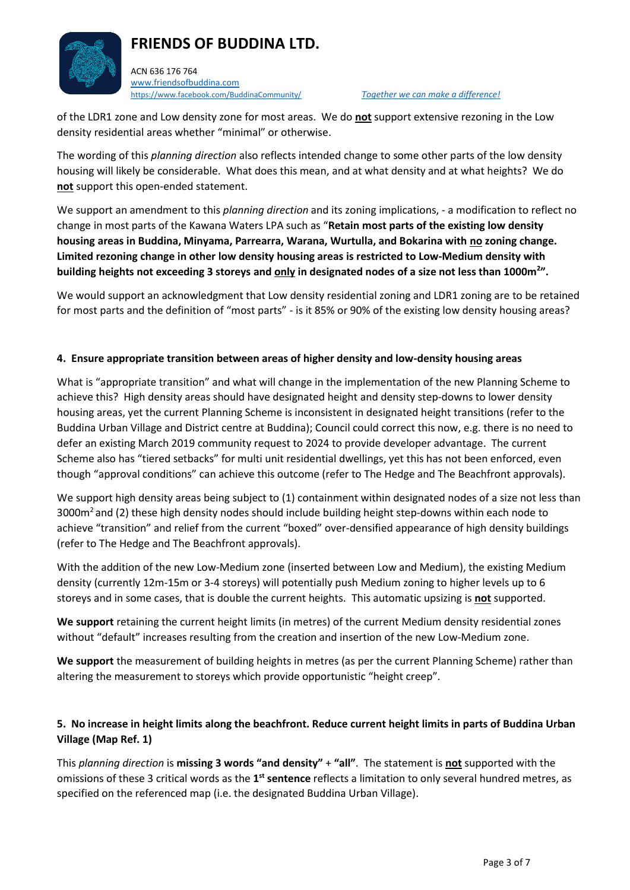of the LDR1 zone and Low density zone for most areas. We do **not** support extensive rezoning in the Low density residential areas whether "minimal" or otherwise.

The wording of this *planning direction* also reflects intended change to some other parts of the low density housing will likely be considerable. What does this mean, and at what density and at what heights? We do **not** support this open-ended statement.

We support an amendment to this *planning direction* and its zoning implications, - a modification to reflect no change in most parts of the Kawana Waters LPA such as "**Retain most parts of the existing low density housing areas in Buddina, Minyama, Parrearra, Warana, Wurtulla, and Bokarina with no zoning change. Limited rezoning change in other low density housing areas is restricted to Low-Medium density with building heights not exceeding 3 storeys and only in designated nodes of a size not less than 1000m$^2$".**

We would support an acknowledgment that Low density residential zoning and LDR1 zoning are to be retained for most parts and the definition of "most parts" - is it 85% or 90% of the existing low density housing areas?

### 4. Ensure appropriate transition between areas of higher density and low-density housing areas

What is "appropriate transition" and what will change in the implementation of the new Planning Scheme to achieve this? High density areas should have designated height and density step-downs to lower density housing areas, yet the current Planning Scheme is inconsistent in designated height transitions (refer to the Buddina Urban Village and District centre at Buddina); Council could correct this now, e.g. there is no need to defer an existing March 2019 community request to 2024 to provide developer advantage. The current Scheme also has "tiered setbacks" for multi unit residential dwellings, yet this has not been enforced, even though "approval conditions" can achieve this outcome (refer to The Hedge and The Beachfront approvals).

We support high density areas being subject to (1) containment within designated nodes of a size not less than 3000m$^2$ and (2) these high density nodes should include building height step-downs within each node to achieve "transition" and relief from the current "boxed" over-densified appearance of high density buildings (refer to The Hedge and The Beachfront approvals).

With the addition of the new Low-Medium zone (inserted between Low and Medium), the existing Medium density (currently 12m-15m or 3-4 storeys) will potentially push Medium zoning to higher levels up to 6 storeys and in some cases, that is double the current heights. This automatic upsizing is **not** supported.

**We support** retaining the current height limits (in metres) of the current Medium density residential zones without "default" increases resulting from the creation and insertion of the new Low-Medium zone.

**We support** the measurement of building heights in metres (as per the current Planning Scheme) rather than altering the measurement to storeys which provide opportunistic "height creep".

### 5. No increase in height limits along the beachfront. Reduce current height limits in parts of Buddina Urban Village (Map Ref. 1)

This *planning direction* is **missing 3 words "and density"** + **"all"**. The statement is **not** supported with the omissions of these 3 critical words as the **1st sentence** reflects a limitation to only several hundred metres, as specified on the referenced map (i.e. the designated Buddina Urban Village).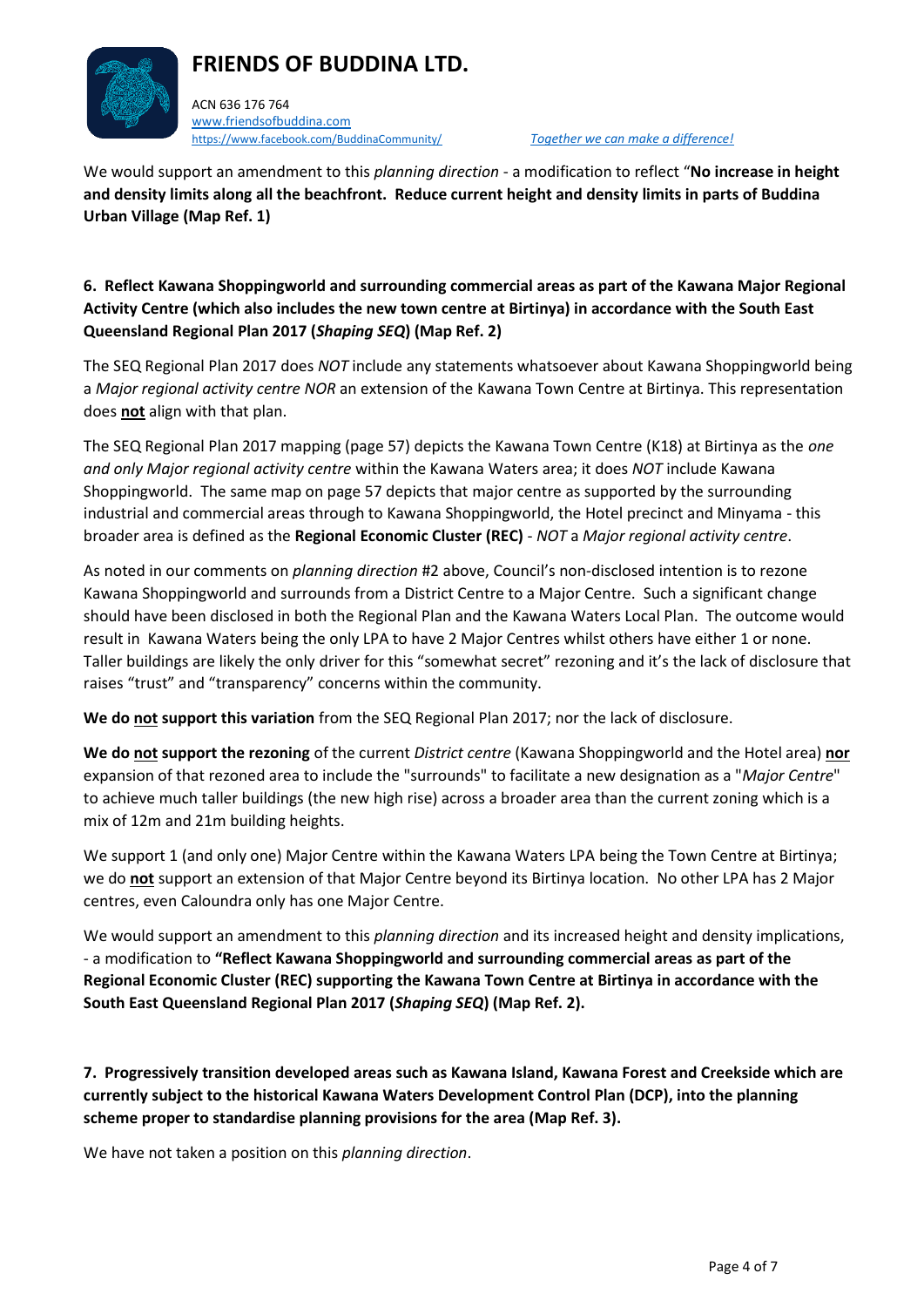# FRIENDS OF BUDDINA LTD.

ACN 636 176 764
www.friendsofbuddina.com
https://www.facebook.com/BuddinaCommunity/ *Together we can make a difference!*

We would support an amendment to this *planning direction* - a modification to reflect "**No increase in height and density limits along all the beachfront. Reduce current height and density limits in parts of Buddina Urban Village (Map Ref. 1)**

**6. Reflect Kawana Shoppingworld and surrounding commercial areas as part of the Kawana Major Regional Activity Centre (which also includes the new town centre at Birtinya) in accordance with the South East Queensland Regional Plan 2017 (*Shaping SEQ*) (Map Ref. 2)**

The SEQ Regional Plan 2017 does *NOT* include any statements whatsoever about Kawana Shoppingworld being a *Major regional activity centre NOR* an extension of the Kawana Town Centre at Birtinya. This representation does **not** align with that plan.

The SEQ Regional Plan 2017 mapping (page 57) depicts the Kawana Town Centre (K18) at Birtinya as the *one and only Major regional activity centre* within the Kawana Waters area; it does *NOT* include Kawana Shoppingworld. The same map on page 57 depicts that major centre as supported by the surrounding industrial and commercial areas through to Kawana Shoppingworld, the Hotel precinct and Minyama - this broader area is defined as the **Regional Economic Cluster (REC)** - *NOT* a *Major regional activity centre*.

As noted in our comments on *planning direction* #2 above, Council's non-disclosed intention is to rezone Kawana Shoppingworld and surrounds from a District Centre to a Major Centre. Such a significant change should have been disclosed in both the Regional Plan and the Kawana Waters Local Plan. The outcome would result in Kawana Waters being the only LPA to have 2 Major Centres whilst others have either 1 or none. Taller buildings are likely the only driver for this "somewhat secret" rezoning and it's the lack of disclosure that raises "trust" and "transparency" concerns within the community.

**We do not support this variation** from the SEQ Regional Plan 2017; nor the lack of disclosure.

**We do not support the rezoning** of the current *District centre* (Kawana Shoppingworld and the Hotel area) **nor** expansion of that rezoned area to include the "surrounds" to facilitate a new designation as a "*Major Centre*" to achieve much taller buildings (the new high rise) across a broader area than the current zoning which is a mix of 12m and 21m building heights.

We support 1 (and only one) Major Centre within the Kawana Waters LPA being the Town Centre at Birtinya; we do **not** support an extension of that Major Centre beyond its Birtinya location. No other LPA has 2 Major centres, even Caloundra only has one Major Centre.

We would support an amendment to this *planning direction* and its increased height and density implications, - a modification to **"Reflect Kawana Shoppingworld and surrounding commercial areas as part of the Regional Economic Cluster (REC) supporting the Kawana Town Centre at Birtinya in accordance with the South East Queensland Regional Plan 2017 (*Shaping SEQ*) (Map Ref. 2).**

**7. Progressively transition developed areas such as Kawana Island, Kawana Forest and Creekside which are currently subject to the historical Kawana Waters Development Control Plan (DCP), into the planning scheme proper to standardise planning provisions for the area (Map Ref. 3).**

We have not taken a position on this *planning direction*.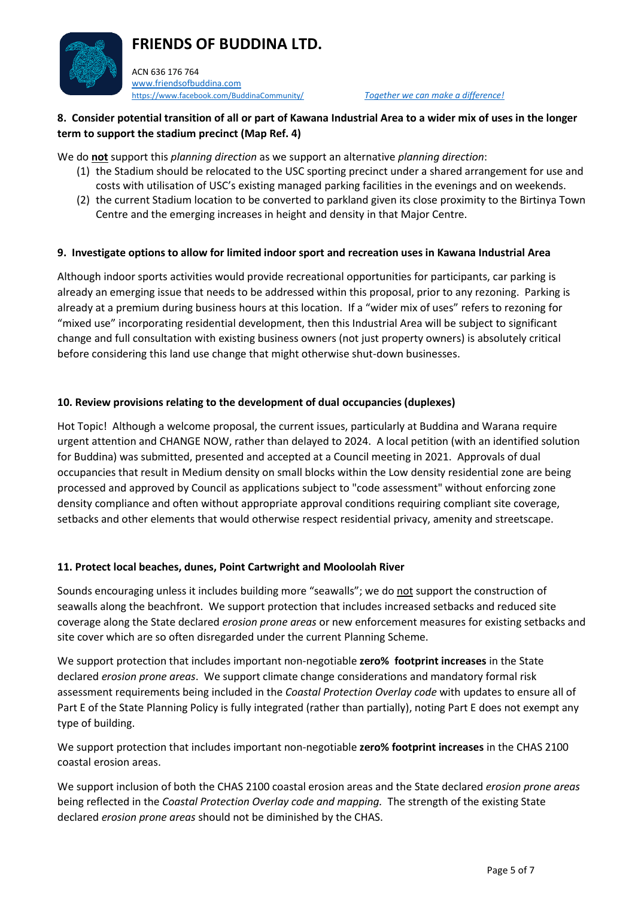# FRIENDS OF BUDDINA LTD.

ACN 636 176 764
www.friendsofbuddina.com
https://www.facebook.com/BuddinaCommunity/ *Together we can make a difference!*

**8. Consider potential transition of all or part of Kawana Industrial Area to a wider mix of uses in the longer term to support the stadium precinct (Map Ref. 4)**

We do **not** support this *planning direction* as we support an alternative *planning direction*:

(1) the Stadium should be relocated to the USC sporting precinct under a shared arrangement for use and costs with utilisation of USC's existing managed parking facilities in the evenings and on weekends.
(2) the current Stadium location to be converted to parkland given its close proximity to the Birtinya Town Centre and the emerging increases in height and density in that Major Centre.

**9. Investigate options to allow for limited indoor sport and recreation uses in Kawana Industrial Area**

Although indoor sports activities would provide recreational opportunities for participants, car parking is already an emerging issue that needs to be addressed within this proposal, prior to any rezoning. Parking is already at a premium during business hours at this location. If a "wider mix of uses" refers to rezoning for "mixed use" incorporating residential development, then this Industrial Area will be subject to significant change and full consultation with existing business owners (not just property owners) is absolutely critical before considering this land use change that might otherwise shut-down businesses.

**10. Review provisions relating to the development of dual occupancies (duplexes)**

Hot Topic! Although a welcome proposal, the current issues, particularly at Buddina and Warana require urgent attention and CHANGE NOW, rather than delayed to 2024. A local petition (with an identified solution for Buddina) was submitted, presented and accepted at a Council meeting in 2021. Approvals of dual occupancies that result in Medium density on small blocks within the Low density residential zone are being processed and approved by Council as applications subject to "code assessment" without enforcing zone density compliance and often without appropriate approval conditions requiring compliant site coverage, setbacks and other elements that would otherwise respect residential privacy, amenity and streetscape.

**11. Protect local beaches, dunes, Point Cartwright and Mooloolah River**

Sounds encouraging unless it includes building more "seawalls"; we do not support the construction of seawalls along the beachfront. We support protection that includes increased setbacks and reduced site coverage along the State declared *erosion prone areas* or new enforcement measures for existing setbacks and site cover which are so often disregarded under the current Planning Scheme.

We support protection that includes important non-negotiable **zero% footprint increases** in the State declared *erosion prone areas*. We support climate change considerations and mandatory formal risk assessment requirements being included in the *Coastal Protection Overlay code* with updates to ensure all of Part E of the State Planning Policy is fully integrated (rather than partially), noting Part E does not exempt any type of building.

We support protection that includes important non-negotiable **zero% footprint increases** in the CHAS 2100 coastal erosion areas.

We support inclusion of both the CHAS 2100 coastal erosion areas and the State declared *erosion prone areas* being reflected in the *Coastal Protection Overlay code and mapping.* The strength of the existing State declared *erosion prone areas* should not be diminished by the CHAS.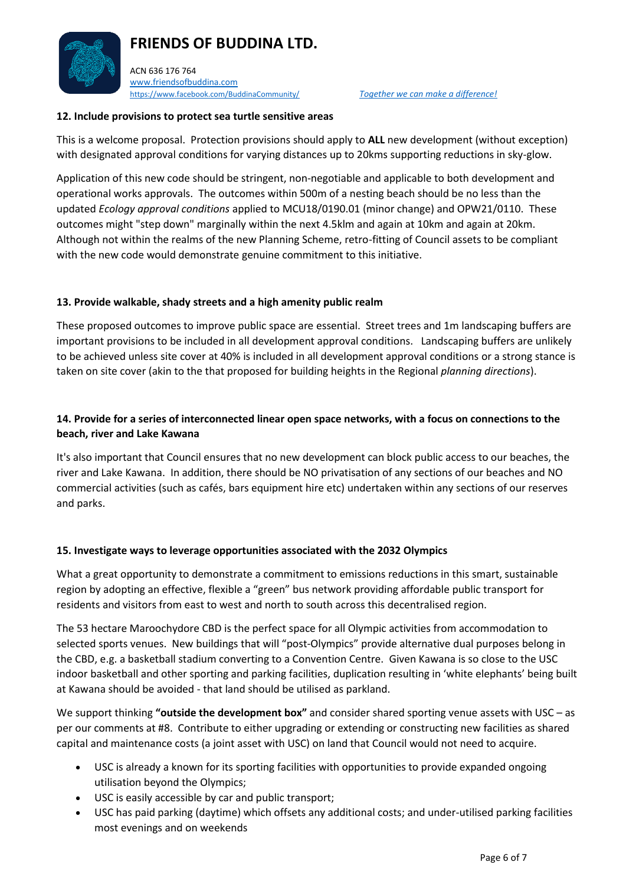### 12. Include provisions to protect sea turtle sensitive areas

This is a welcome proposal. Protection provisions should apply to **ALL** new development (without exception) with designated approval conditions for varying distances up to 20kms supporting reductions in sky-glow.

Application of this new code should be stringent, non-negotiable and applicable to both development and operational works approvals. The outcomes within 500m of a nesting beach should be no less than the updated *Ecology approval conditions* applied to MCU18/0190.01 (minor change) and OPW21/0110. These outcomes might "step down" marginally within the next 4.5klm and again at 10km and again at 20km. Although not within the realms of the new Planning Scheme, retro-fitting of Council assets to be compliant with the new code would demonstrate genuine commitment to this initiative.

### 13. Provide walkable, shady streets and a high amenity public realm

These proposed outcomes to improve public space are essential. Street trees and 1m landscaping buffers are important provisions to be included in all development approval conditions. Landscaping buffers are unlikely to be achieved unless site cover at 40% is included in all development approval conditions or a strong stance is taken on site cover (akin to the that proposed for building heights in the Regional *planning directions*).

### 14. Provide for a series of interconnected linear open space networks, with a focus on connections to the beach, river and Lake Kawana

It's also important that Council ensures that no new development can block public access to our beaches, the river and Lake Kawana. In addition, there should be NO privatisation of any sections of our beaches and NO commercial activities (such as cafés, bars equipment hire etc) undertaken within any sections of our reserves and parks.

### 15. Investigate ways to leverage opportunities associated with the 2032 Olympics

What a great opportunity to demonstrate a commitment to emissions reductions in this smart, sustainable region by adopting an effective, flexible a "green" bus network providing affordable public transport for residents and visitors from east to west and north to south across this decentralised region.

The 53 hectare Maroochydore CBD is the perfect space for all Olympic activities from accommodation to selected sports venues. New buildings that will "post-Olympics" provide alternative dual purposes belong in the CBD, e.g. a basketball stadium converting to a Convention Centre. Given Kawana is so close to the USC indoor basketball and other sporting and parking facilities, duplication resulting in 'white elephants' being built at Kawana should be avoided - that land should be utilised as parkland.

We support thinking **"outside the development box"** and consider shared sporting venue assets with USC – as per our comments at #8. Contribute to either upgrading or extending or constructing new facilities as shared capital and maintenance costs (a joint asset with USC) on land that Council would not need to acquire.

- USC is already a known for its sporting facilities with opportunities to provide expanded ongoing utilisation beyond the Olympics;
- USC is easily accessible by car and public transport;
- USC has paid parking (daytime) which offsets any additional costs; and under-utilised parking facilities most evenings and on weekends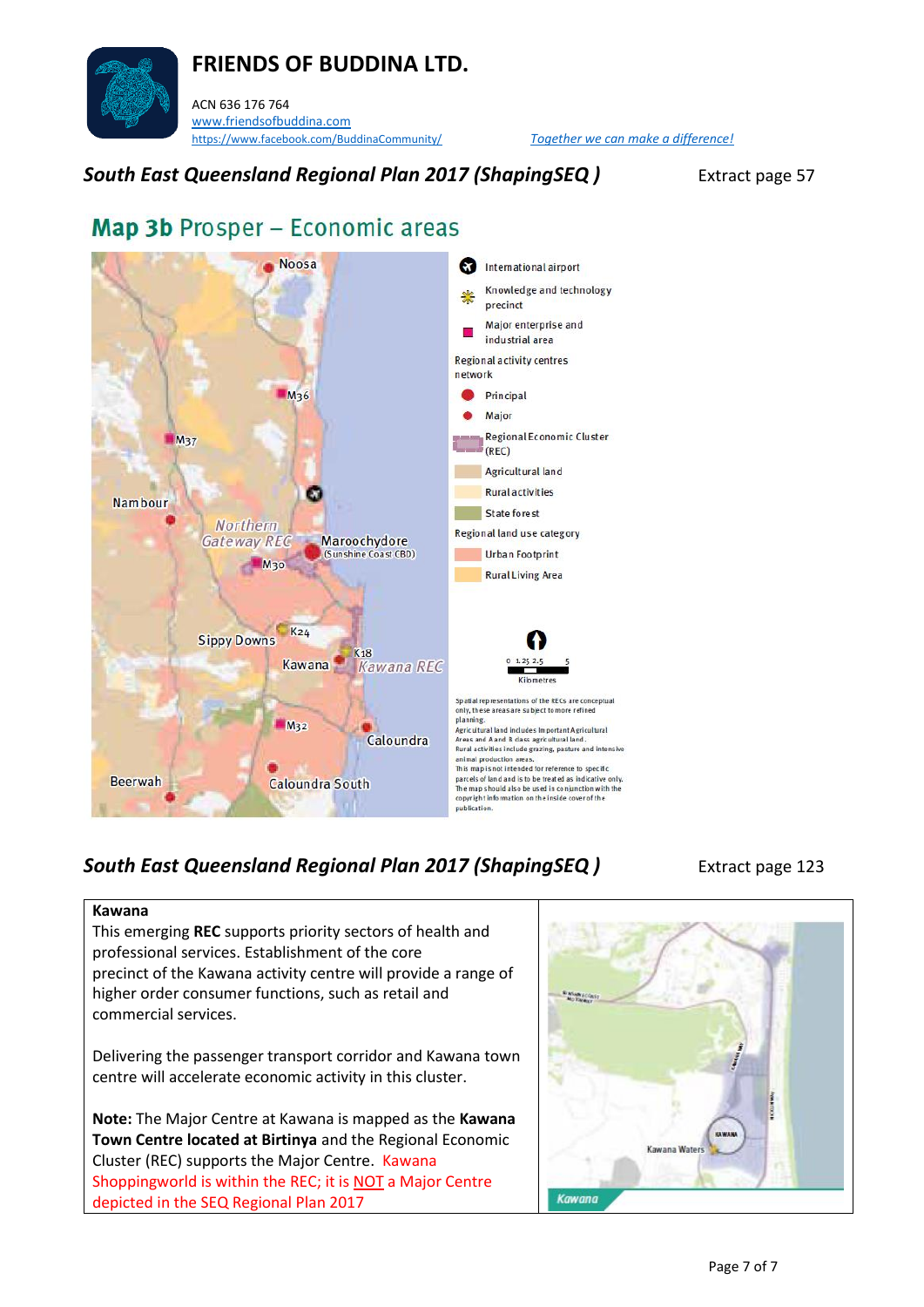# FRIENDS OF BUDDINA LTD.

ACN 636 176 764
www.friendsofbuddina.com
https://www.facebook.com/BuddinaCommunity/

*Together we can make a difference!*

***South East Queensland Regional Plan 2017 (ShapingSEQ )*** Extract page 57

## Map 3b Prosper – Economic areas

Noosa
M36
M37
Nambour
Northern Gateway REC
Maroochydore (Sunshine Coast CBD)
M30
Sippy Downs
K24
Kawana
K18
Kawana REC
M32
Caloundra
Beerwah
Caloundra South

International airport
Knowledge and technology precinct
Major enterprise and industrial area
Regional activity centres network
Principal
Major
Regional Economic Cluster (REC)
Agricultural land
Rural activities
State forest
Regional land use category
Urban Footprint
Rural Living Area

0 1.25 2.5 5
Kilometres

Spatial representations of the RECs are conceptual only, these areas are subject to more refined planning.
Agricultural land includes Important Agricultural Areas and A and B class agricultural land.
Rural activities include grazing, pasture and intensive animal production areas.
This map is not intended for reference to specific parcels of land and is to be treated as indicative only. The map should also be used in conjunction with the copyright information on the inside cover of the publication.

***South East Queensland Regional Plan 2017 (ShapingSEQ )*** Extract page 123

**Kawana**

This emerging **REC** supports priority sectors of health and professional services. Establishment of the core precinct of the Kawana activity centre will provide a range of higher order consumer functions, such as retail and commercial services.

Delivering the passenger transport corridor and Kawana town centre will accelerate economic activity in this cluster.

**Note:** The Major Centre at Kawana is mapped as the **Kawana Town Centre located at Birtinya** and the Regional Economic Cluster (REC) supports the Major Centre. Kawana Shoppingworld is within the REC; it is NOT a Major Centre depicted in the SEQ Regional Plan 2017

Kawana Waters
KAWANA
Kawana